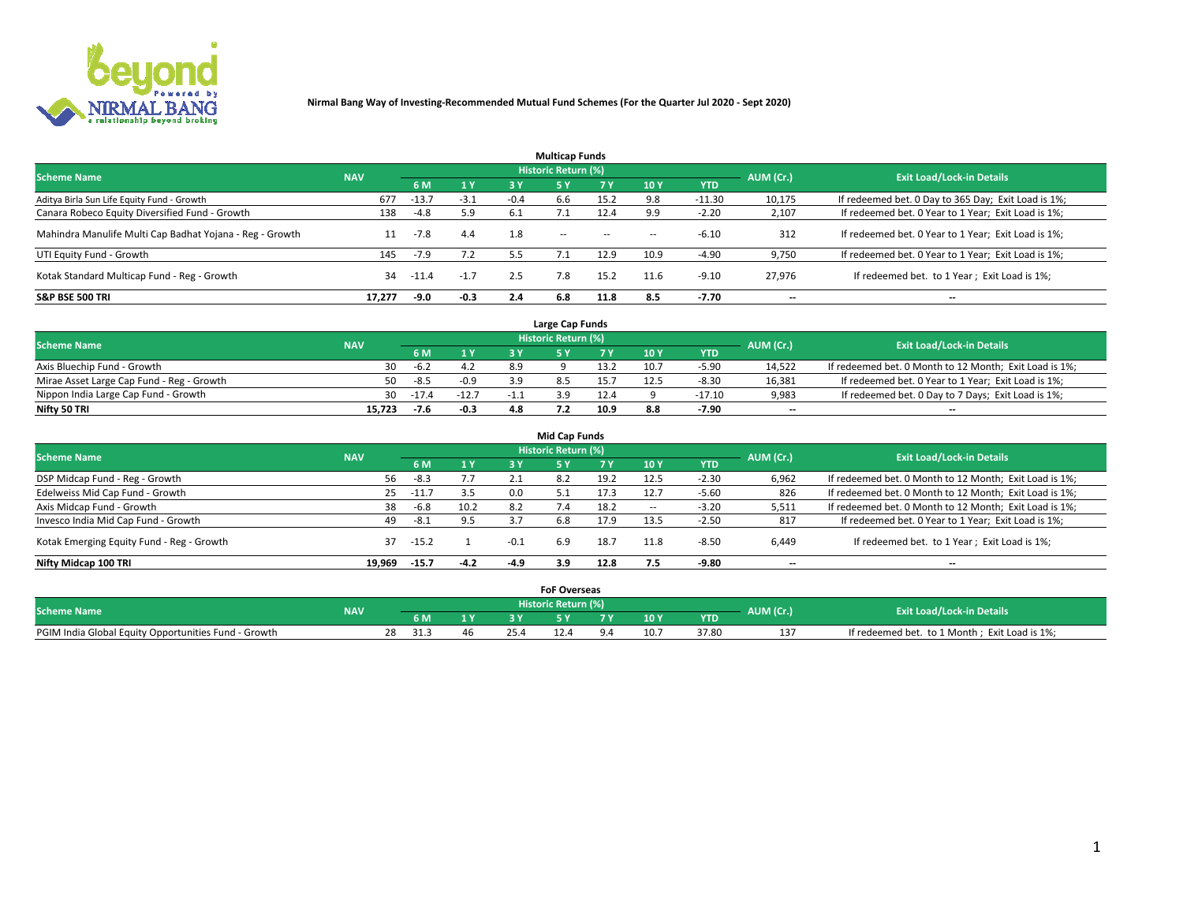**Nirmal Bang Way of Investing-Recommended Mutual Fund Schemes (For the Quarter Jul 2020 - Sept 2020)**

## Multicap Funds

| Scheme Name | NAV | Historic Return (%) | | | | | | | AUM (Cr.) | Exit Load/Lock-in Details |
|---|---|---|---|---|---|---|---|---|---|---|
| | | 6 M | 1 Y | 3 Y | 5 Y | 7 Y | 10 Y | YTD | | |
| Aditya Birla Sun Life Equity Fund - Growth | 677 | -13.7 | -3.1 | -0.4 | 6.6 | 15.2 | 9.8 | -11.30 | 10,175 | If redeemed bet. 0 Day to 365 Day; Exit Load is 1%; |
| Canara Robeco Equity Diversified Fund - Growth | 138 | -4.8 | 5.9 | 6.1 | 7.1 | 12.4 | 9.9 | -2.20 | 2,107 | If redeemed bet. 0 Year to 1 Year; Exit Load is 1%; |
| Mahindra Manulife Multi Cap Badhat Yojana - Reg - Growth | 11 | -7.8 | 4.4 | 1.8 | -- | -- | -- | -6.10 | 312 | If redeemed bet. 0 Year to 1 Year; Exit Load is 1%; |
| UTI Equity Fund - Growth | 145 | -7.9 | 7.2 | 5.5 | 7.1 | 12.9 | 10.9 | -4.90 | 9,750 | If redeemed bet. 0 Year to 1 Year; Exit Load is 1%; |
| Kotak Standard Multicap Fund - Reg - Growth | 34 | -11.4 | -1.7 | 2.5 | 7.8 | 15.2 | 11.6 | -9.10 | 27,976 | If redeemed bet. to 1 Year ; Exit Load is 1%; |
| **S&P BSE 500 TRI** | **17,277** | **-9.0** | **-0.3** | **2.4** | **6.8** | **11.8** | **8.5** | **-7.70** | **--** | **--** |

## Large Cap Funds

| Scheme Name | NAV | Historic Return (%) | | | | | | | AUM (Cr.) | Exit Load/Lock-in Details |
|---|---|---|---|---|---|---|---|---|---|---|
| | | 6 M | 1 Y | 3 Y | 5 Y | 7 Y | 10 Y | YTD | | |
| Axis Bluechip Fund - Growth | 30 | -6.2 | 4.2 | 8.9 | 9 | 13.2 | 10.7 | -5.90 | 14,522 | If redeemed bet. 0 Month to 12 Month; Exit Load is 1%; |
| Mirae Asset Large Cap Fund - Reg - Growth | 50 | -8.5 | -0.9 | 3.9 | 8.5 | 15.7 | 12.5 | -8.30 | 16,381 | If redeemed bet. 0 Year to 1 Year; Exit Load is 1%; |
| Nippon India Large Cap Fund - Growth | 30 | -17.4 | -12.7 | -1.1 | 3.9 | 12.4 | 9 | -17.10 | 9,983 | If redeemed bet. 0 Day to 7 Days; Exit Load is 1%; |
| **Nifty 50 TRI** | **15,723** | **-7.6** | **-0.3** | **4.8** | **7.2** | **10.9** | **8.8** | **-7.90** | **--** | **--** |

## Mid Cap Funds

| Scheme Name | NAV | Historic Return (%) | | | | | | | AUM (Cr.) | Exit Load/Lock-in Details |
|---|---|---|---|---|---|---|---|---|---|---|
| | | 6 M | 1 Y | 3 Y | 5 Y | 7 Y | 10 Y | YTD | | |
| DSP Midcap Fund - Reg - Growth | 56 | -8.3 | 7.7 | 2.1 | 8.2 | 19.2 | 12.5 | -2.30 | 6,962 | If redeemed bet. 0 Month to 12 Month; Exit Load is 1%; |
| Edelweiss Mid Cap Fund - Growth | 25 | -11.7 | 3.5 | 0.0 | 5.1 | 17.3 | 12.7 | -5.60 | 826 | If redeemed bet. 0 Month to 12 Month; Exit Load is 1%; |
| Axis Midcap Fund - Growth | 38 | -6.8 | 10.2 | 8.2 | 7.4 | 18.2 | -- | -3.20 | 5,511 | If redeemed bet. 0 Month to 12 Month; Exit Load is 1%; |
| Invesco India Mid Cap Fund - Growth | 49 | -8.1 | 9.5 | 3.7 | 6.8 | 17.9 | 13.5 | -2.50 | 817 | If redeemed bet. 0 Year to 1 Year; Exit Load is 1%; |
| Kotak Emerging Equity Fund - Reg - Growth | 37 | -15.2 | 1 | -0.1 | 6.9 | 18.7 | 11.8 | -8.50 | 6,449 | If redeemed bet. to 1 Year ; Exit Load is 1%; |
| **Nifty Midcap 100 TRI** | **19,969** | **-15.7** | **-4.2** | **-4.9** | **3.9** | **12.8** | **7.5** | **-9.80** | **--** | **--** |

## FoF Overseas

| Scheme Name | NAV | Historic Return (%) | | | | | | | AUM (Cr.) | Exit Load/Lock-in Details |
|---|---|---|---|---|---|---|---|---|---|---|
| | | 6 M | 1 Y | 3 Y | 5 Y | 7 Y | 10 Y | YTD | | |
| PGIM India Global Equity Opportunities Fund - Growth | 28 | 31.3 | 46 | 25.4 | 12.4 | 9.4 | 10.7 | 37.80 | 137 | If redeemed bet. to 1 Month ; Exit Load is 1%; |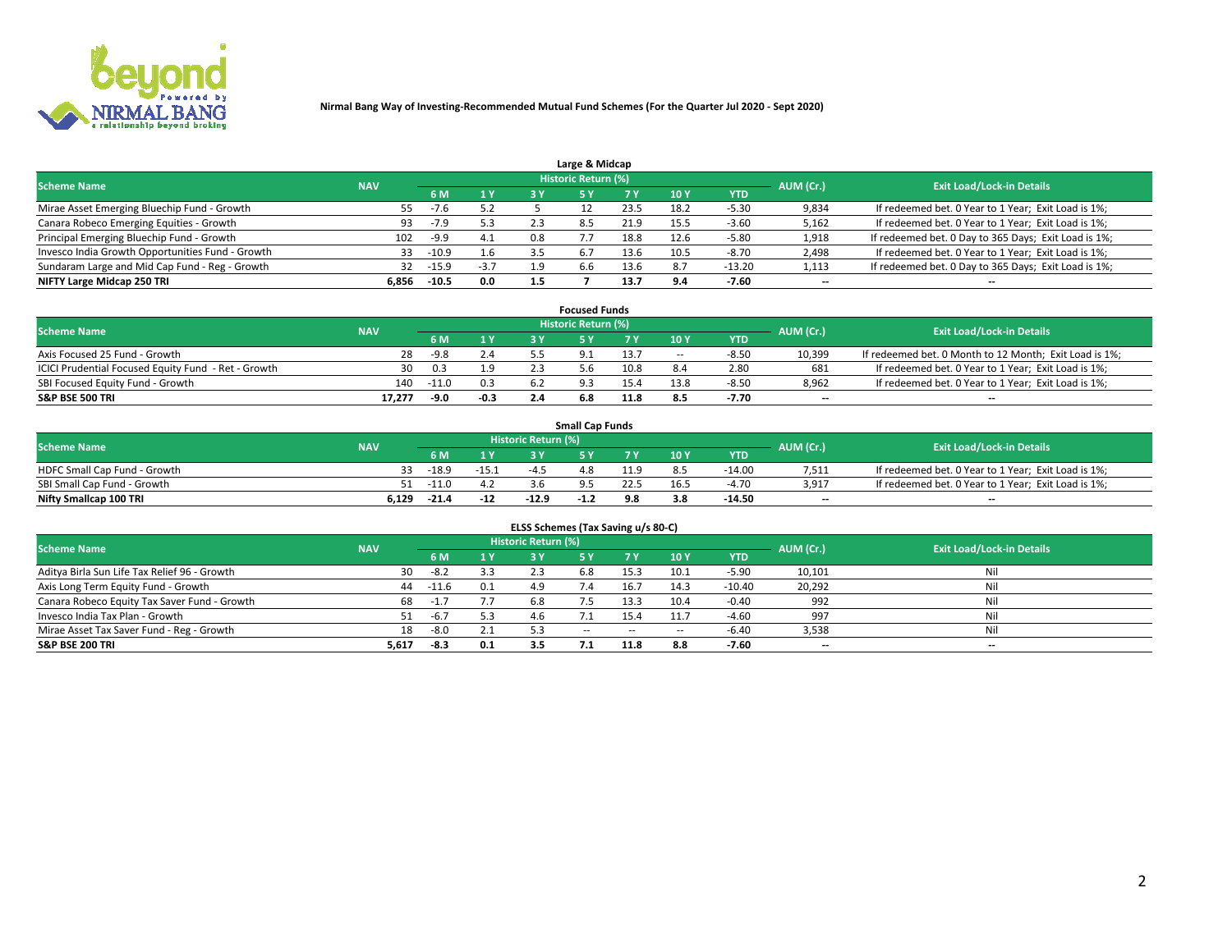**Nirmal Bang Way of Investing-Recommended Mutual Fund Schemes (For the Quarter Jul 2020 - Sept 2020)**

## Large & Midcap

| Scheme Name | NAV | Historic Return (%) | | | | | | | AUM (Cr.) | Exit Load/Lock-in Details |
|---|---|---|---|---|---|---|---|---|---|---|
| | | 6 M | 1 Y | 3 Y | 5 Y | 7 Y | 10 Y | YTD | | |
| Mirae Asset Emerging Bluechip Fund - Growth | 55 | -7.6 | 5.2 | 5 | 12 | 23.5 | 18.2 | -5.30 | 9,834 | If redeemed bet. 0 Year to 1 Year; Exit Load is 1%; |
| Canara Robeco Emerging Equities - Growth | 93 | -7.9 | 5.3 | 2.3 | 8.5 | 21.9 | 15.5 | -3.60 | 5,162 | If redeemed bet. 0 Year to 1 Year; Exit Load is 1%; |
| Principal Emerging Bluechip Fund - Growth | 102 | -9.9 | 4.1 | 0.8 | 7.7 | 18.8 | 12.6 | -5.80 | 1,918 | If redeemed bet. 0 Day to 365 Days; Exit Load is 1%; |
| Invesco India Growth Opportunities Fund - Growth | 33 | -10.9 | 1.6 | 3.5 | 6.7 | 13.6 | 10.5 | -8.70 | 2,498 | If redeemed bet. 0 Year to 1 Year; Exit Load is 1%; |
| Sundaram Large and Mid Cap Fund - Reg - Growth | 32 | -15.9 | -3.7 | 1.9 | 6.6 | 13.6 | 8.7 | -13.20 | 1,113 | If redeemed bet. 0 Day to 365 Days; Exit Load is 1%; |
| **NIFTY Large Midcap 250 TRI** | **6,856** | **-10.5** | **0.0** | **1.5** | **7** | **13.7** | **9.4** | **-7.60** | -- | -- |

## Focused Funds

| Scheme Name | NAV | Historic Return (%) | | | | | | | AUM (Cr.) | Exit Load/Lock-in Details |
|---|---|---|---|---|---|---|---|---|---|---|
| | | 6 M | 1 Y | 3 Y | 5 Y | 7 Y | 10 Y | YTD | | |
| Axis Focused 25 Fund - Growth | 28 | -9.8 | 2.4 | 5.5 | 9.1 | 13.7 | -- | -8.50 | 10,399 | If redeemed bet. 0 Month to 12 Month; Exit Load is 1%; |
| ICICI Prudential Focused Equity Fund - Ret - Growth | 30 | 0.3 | 1.9 | 2.3 | 5.6 | 10.8 | 8.4 | 2.80 | 681 | If redeemed bet. 0 Year to 1 Year; Exit Load is 1%; |
| SBI Focused Equity Fund - Growth | 140 | -11.0 | 0.3 | 6.2 | 9.3 | 15.4 | 13.8 | -8.50 | 8,962 | If redeemed bet. 0 Year to 1 Year; Exit Load is 1%; |
| **S&P BSE 500 TRI** | **17,277** | **-9.0** | **-0.3** | **2.4** | **6.8** | **11.8** | **8.5** | **-7.70** | -- | -- |

## Small Cap Funds

| Scheme Name | NAV | Historic Return (%) | | | | | | | AUM (Cr.) | Exit Load/Lock-in Details |
|---|---|---|---|---|---|---|---|---|---|---|
| | | 6 M | 1 Y | 3 Y | 5 Y | 7 Y | 10 Y | YTD | | |
| HDFC Small Cap Fund - Growth | 33 | -18.9 | -15.1 | -4.5 | 4.8 | 11.9 | 8.5 | -14.00 | 7,511 | If redeemed bet. 0 Year to 1 Year; Exit Load is 1%; |
| SBI Small Cap Fund - Growth | 51 | -11.0 | 4.2 | 3.6 | 9.5 | 22.5 | 16.5 | -4.70 | 3,917 | If redeemed bet. 0 Year to 1 Year; Exit Load is 1%; |
| **Nifty Smallcap 100 TRI** | **6,129** | **-21.4** | **-12** | **-12.9** | **-1.2** | **9.8** | **3.8** | **-14.50** | -- | -- |

## ELSS Schemes (Tax Saving u/s 80-C)

| Scheme Name | NAV | Historic Return (%) | | | | | | | AUM (Cr.) | Exit Load/Lock-in Details |
|---|---|---|---|---|---|---|---|---|---|---|
| | | 6 M | 1 Y | 3 Y | 5 Y | 7 Y | 10 Y | YTD | | |
| Aditya Birla Sun Life Tax Relief 96 - Growth | 30 | -8.2 | 3.3 | 2.3 | 6.8 | 15.3 | 10.1 | -5.90 | 10,101 | Nil |
| Axis Long Term Equity Fund - Growth | 44 | -11.6 | 0.1 | 4.9 | 7.4 | 16.7 | 14.3 | -10.40 | 20,292 | Nil |
| Canara Robeco Equity Tax Saver Fund - Growth | 68 | -1.7 | 7.7 | 6.8 | 7.5 | 13.3 | 10.4 | -0.40 | 992 | Nil |
| Invesco India Tax Plan - Growth | 51 | -6.7 | 5.3 | 4.6 | 7.1 | 15.4 | 11.7 | -4.60 | 997 | Nil |
| Mirae Asset Tax Saver Fund - Reg - Growth | 18 | -8.0 | 2.1 | 5.3 | -- | -- | -- | -6.40 | 3,538 | Nil |
| **S&P BSE 200 TRI** | **5,617** | **-8.3** | **0.1** | **3.5** | **7.1** | **11.8** | **8.8** | **-7.60** | -- | -- |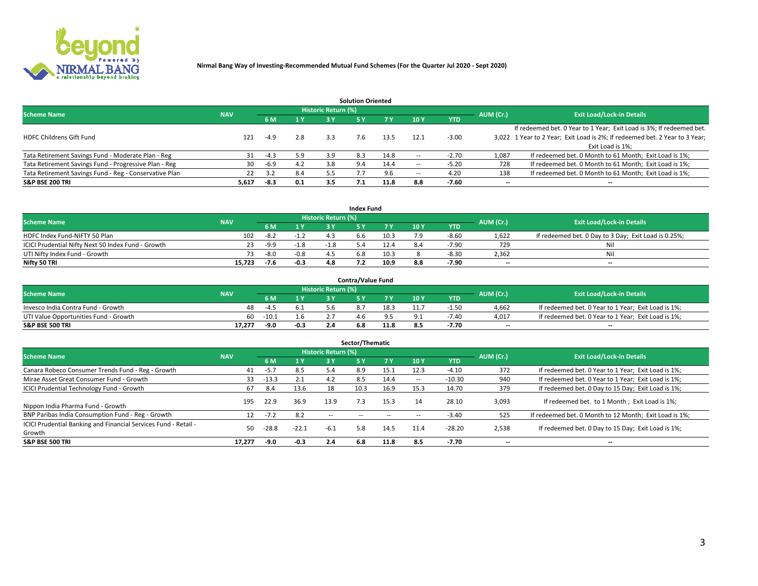**Nirmal Bang Way of Investing-Recommended Mutual Fund Schemes (For the Quarter Jul 2020 - Sept 2020)**

### Solution Oriented

| Scheme Name | NAV | Historic Return (%) | | | | | | | AUM (Cr.) | Exit Load/Lock-in Details |
|---|---|---|---|---|---|---|---|---|---|---|
| | | 6 M | 1 Y | 3 Y | 5 Y | 7 Y | 10 Y | YTD | | |
| HDFC Childrens Gift Fund | 121 | -4.9 | 2.8 | 3.3 | 7.6 | 13.5 | 12.1 | -3.00 | 3,022 | If redeemed bet. 0 Year to 1 Year; Exit Load is 3%; If redeemed bet. 1 Year to 2 Year; Exit Load is 2%; If redeemed bet. 2 Year to 3 Year; Exit Load is 1%; |
| Tata Retirement Savings Fund - Moderate Plan - Reg | 31 | -4.3 | 5.9 | 3.9 | 8.3 | 14.8 | -- | -2.70 | 1,087 | If redeemed bet. 0 Month to 61 Month; Exit Load is 1%; |
| Tata Retirement Savings Fund - Progressive Plan - Reg | 30 | -6.9 | 4.2 | 3.8 | 9.4 | 14.4 | -- | -5.20 | 728 | If redeemed bet. 0 Month to 61 Month; Exit Load is 1%; |
| Tata Retirement Savings Fund - Reg - Conservative Plan | 22 | 3.2 | 8.4 | 5.5 | 7.7 | 9.6 | -- | 4.20 | 138 | If redeemed bet. 0 Month to 61 Month; Exit Load is 1%; |
| **S&P BSE 200 TRI** | **5,617** | **-8.3** | **0.1** | **3.5** | **7.1** | **11.8** | **8.8** | **-7.60** | **--** | **--** |

### Index Fund

| Scheme Name | NAV | Historic Return (%) | | | | | | | AUM (Cr.) | Exit Load/Lock-in Details |
|---|---|---|---|---|---|---|---|---|---|---|
| | | 6 M | 1 Y | 3 Y | 5 Y | 7 Y | 10 Y | YTD | | |
| HDFC Index Fund-NIFTY 50 Plan | 102 | -8.2 | -1.2 | 4.3 | 6.6 | 10.3 | 7.9 | -8.60 | 1,622 | If redeemed bet. 0 Day to 3 Day; Exit Load is 0.25%; |
| ICICI Prudential Nifty Next 50 Index Fund - Growth | 23 | -9.9 | -1.8 | -1.8 | 5.4 | 12.4 | 8.4 | -7.90 | 729 | Nil |
| UTI Nifty Index Fund - Growth | 73 | -8.0 | -0.8 | 4.5 | 6.8 | 10.3 | 8 | -8.30 | 2,362 | Nil |
| **Nifty 50 TRI** | **15,723** | **-7.6** | **-0.3** | **4.8** | **7.2** | **10.9** | **8.8** | **-7.90** | **--** | **--** |

### Contra/Value Fund

| Scheme Name | NAV | Historic Return (%) | | | | | | | AUM (Cr.) | Exit Load/Lock-in Details |
|---|---|---|---|---|---|---|---|---|---|---|
| | | 6 M | 1 Y | 3 Y | 5 Y | 7 Y | 10 Y | YTD | | |
| Invesco India Contra Fund - Growth | 48 | -4.5 | 6.1 | 5.6 | 8.7 | 18.3 | 11.7 | -1.50 | 4,662 | If redeemed bet. 0 Year to 1 Year; Exit Load is 1%; |
| UTI Value Opportunities Fund - Growth | 60 | -10.1 | 1.6 | 2.7 | 4.6 | 9.5 | 9.1 | -7.40 | 4,017 | If redeemed bet. 0 Year to 1 Year; Exit Load is 1%; |
| **S&P BSE 500 TRI** | **17,277** | **-9.0** | **-0.3** | **2.4** | **6.8** | **11.8** | **8.5** | **-7.70** | **--** | **--** |

### Sector/Thematic

| Scheme Name | NAV | Historic Return (%) | | | | | | | AUM (Cr.) | Exit Load/Lock-in Details |
|---|---|---|---|---|---|---|---|---|---|---|
| | | 6 M | 1 Y | 3 Y | 5 Y | 7 Y | 10 Y | YTD | | |
| Canara Robeco Consumer Trends Fund - Reg - Growth | 41 | -5.7 | 8.5 | 5.4 | 8.9 | 15.1 | 12.3 | -4.10 | 372 | If redeemed bet. 0 Year to 1 Year; Exit Load is 1%; |
| Mirae Asset Great Consumer Fund - Growth | 33 | -13.3 | 2.1 | 4.2 | 8.5 | 14.4 | -- | -10.30 | 940 | If redeemed bet. 0 Year to 1 Year; Exit Load is 1%; |
| ICICI Prudential Technology Fund - Growth | 67 | 8.4 | 13.6 | 18 | 10.3 | 16.9 | 15.3 | 14.70 | 379 | If redeemed bet. 0 Day to 15 Day; Exit Load is 1%; |
| Nippon India Pharma Fund - Growth | 195 | 22.9 | 36.9 | 13.9 | 7.3 | 15.3 | 14 | 28.10 | 3,093 | If redeemed bet. to 1 Month ; Exit Load is 1%; |
| BNP Paribas India Consumption Fund - Reg - Growth | 12 | -7.2 | 8.2 | -- | -- | -- | -- | -3.40 | 525 | If redeemed bet. 0 Month to 12 Month; Exit Load is 1%; |
| ICICI Prudential Banking and Financial Services Fund - Retail - Growth | 50 | -28.8 | -22.1 | -6.1 | 5.8 | 14.5 | 11.4 | -28.20 | 2,538 | If redeemed bet. 0 Day to 15 Day; Exit Load is 1%; |
| **S&P BSE 500 TRI** | **17,277** | **-9.0** | **-0.3** | **2.4** | **6.8** | **11.8** | **8.5** | **-7.70** | **--** | **--** |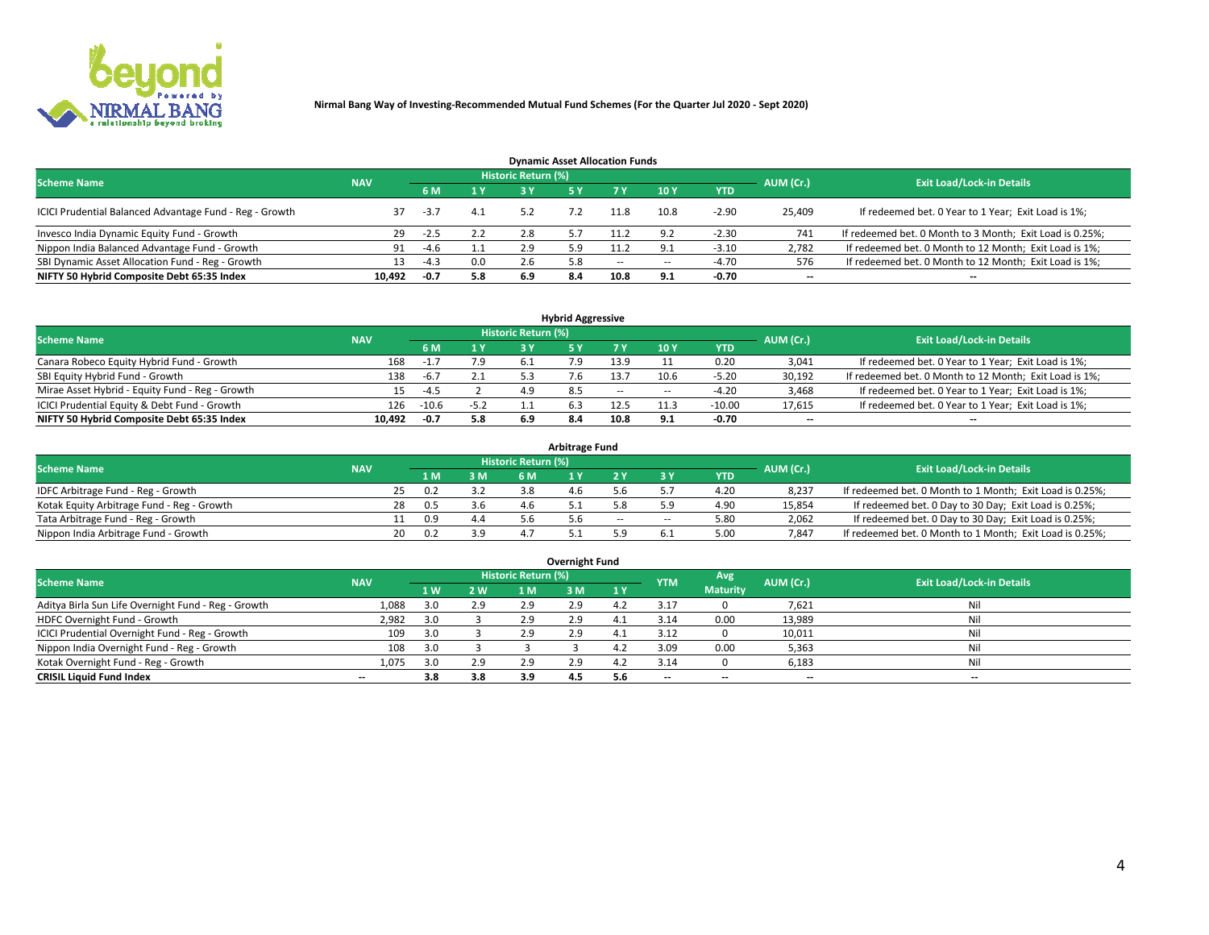**Nirmal Bang Way of Investing-Recommended Mutual Fund Schemes (For the Quarter Jul 2020 - Sept 2020)**

## Dynamic Asset Allocation Funds

| Scheme Name | NAV | Historic Return (%) | | | | | | | AUM (Cr.) | Exit Load/Lock-in Details |
|---|---|---|---|---|---|---|---|---|---|---|
| | | 6 M | 1 Y | 3 Y | 5 Y | 7 Y | 10 Y | YTD | | |
| ICICI Prudential Balanced Advantage Fund - Reg - Growth | 37 | -3.7 | 4.1 | 5.2 | 7.2 | 11.8 | 10.8 | -2.90 | 25,409 | If redeemed bet. 0 Year to 1 Year; Exit Load is 1%; |
| Invesco India Dynamic Equity Fund - Growth | 29 | -2.5 | 2.2 | 2.8 | 5.7 | 11.2 | 9.2 | -2.30 | 741 | If redeemed bet. 0 Month to 3 Month; Exit Load is 0.25%; |
| Nippon India Balanced Advantage Fund - Growth | 91 | -4.6 | 1.1 | 2.9 | 5.9 | 11.2 | 9.1 | -3.10 | 2,782 | If redeemed bet. 0 Month to 12 Month; Exit Load is 1%; |
| SBI Dynamic Asset Allocation Fund - Reg - Growth | 13 | -4.3 | 0.0 | 2.6 | 5.8 | -- | -- | -4.70 | 576 | If redeemed bet. 0 Month to 12 Month; Exit Load is 1%; |
| **NIFTY 50 Hybrid Composite Debt 65:35 Index** | **10,492** | **-0.7** | **5.8** | **6.9** | **8.4** | **10.8** | **9.1** | **-0.70** | **--** | **--** |

## Hybrid Aggressive

| Scheme Name | NAV | Historic Return (%) | | | | | | | AUM (Cr.) | Exit Load/Lock-in Details |
|---|---|---|---|---|---|---|---|---|---|---|
| | | 6 M | 1 Y | 3 Y | 5 Y | 7 Y | 10 Y | YTD | | |
| Canara Robeco Equity Hybrid Fund - Growth | 168 | -1.7 | 7.9 | 6.1 | 7.9 | 13.9 | 11 | 0.20 | 3,041 | If redeemed bet. 0 Year to 1 Year; Exit Load is 1%; |
| SBI Equity Hybrid Fund - Growth | 138 | -6.7 | 2.1 | 5.3 | 7.6 | 13.7 | 10.6 | -5.20 | 30,192 | If redeemed bet. 0 Month to 12 Month; Exit Load is 1%; |
| Mirae Asset Hybrid - Equity Fund - Reg - Growth | 15 | -4.5 | 2 | 4.9 | 8.5 | -- | -- | -4.20 | 3,468 | If redeemed bet. 0 Year to 1 Year; Exit Load is 1%; |
| ICICI Prudential Equity & Debt Fund - Growth | 126 | -10.6 | -5.2 | 1.1 | 6.3 | 12.5 | 11.3 | -10.00 | 17,615 | If redeemed bet. 0 Year to 1 Year; Exit Load is 1%; |
| **NIFTY 50 Hybrid Composite Debt 65:35 Index** | **10,492** | **-0.7** | **5.8** | **6.9** | **8.4** | **10.8** | **9.1** | **-0.70** | **--** | **--** |

## Arbitrage Fund

| Scheme Name | NAV | Historic Return (%) | | | | | | | AUM (Cr.) | Exit Load/Lock-in Details |
|---|---|---|---|---|---|---|---|---|---|---|
| | | 1 M | 3 M | 6 M | 1 Y | 2 Y | 3 Y | YTD | | |
| IDFC Arbitrage Fund - Reg - Growth | 25 | 0.2 | 3.2 | 3.8 | 4.6 | 5.6 | 5.7 | 4.20 | 8,237 | If redeemed bet. 0 Month to 1 Month; Exit Load is 0.25%; |
| Kotak Equity Arbitrage Fund - Reg - Growth | 28 | 0.5 | 3.6 | 4.6 | 5.1 | 5.8 | 5.9 | 4.90 | 15,854 | If redeemed bet. 0 Day to 30 Day; Exit Load is 0.25%; |
| Tata Arbitrage Fund - Reg - Growth | 11 | 0.9 | 4.4 | 5.6 | 5.6 | -- | -- | 5.80 | 2,062 | If redeemed bet. 0 Day to 30 Day; Exit Load is 0.25%; |
| Nippon India Arbitrage Fund - Growth | 20 | 0.2 | 3.9 | 4.7 | 5.1 | 5.9 | 6.1 | 5.00 | 7,847 | If redeemed bet. 0 Month to 1 Month; Exit Load is 0.25%; |

## Overnight Fund

| Scheme Name | NAV | Historic Return (%) | | | | | YTM | Avg Maturity | AUM (Cr.) | Exit Load/Lock-in Details |
|---|---|---|---|---|---|---|---|---|---|---|
| | | 1 W | 2 W | 1 M | 3 M | 1 Y | | | | |
| Aditya Birla Sun Life Overnight Fund - Reg - Growth | 1,088 | 3.0 | 2.9 | 2.9 | 2.9 | 4.2 | 3.17 | 0 | 7,621 | Nil |
| HDFC Overnight Fund - Growth | 2,982 | 3.0 | 3 | 2.9 | 2.9 | 4.1 | 3.14 | 0.00 | 13,989 | Nil |
| ICICI Prudential Overnight Fund - Reg - Growth | 109 | 3.0 | 3 | 2.9 | 2.9 | 4.1 | 3.12 | 0 | 10,011 | Nil |
| Nippon India Overnight Fund - Reg - Growth | 108 | 3.0 | 3 | 3 | 3 | 4.2 | 3.09 | 0.00 | 5,363 | Nil |
| Kotak Overnight Fund - Reg - Growth | 1,075 | 3.0 | 2.9 | 2.9 | 2.9 | 4.2 | 3.14 | 0 | 6,183 | Nil |
| **CRISIL Liquid Fund Index** | **--** | **3.8** | **3.8** | **3.9** | **4.5** | **5.6** | **--** | **--** | **--** | **--** |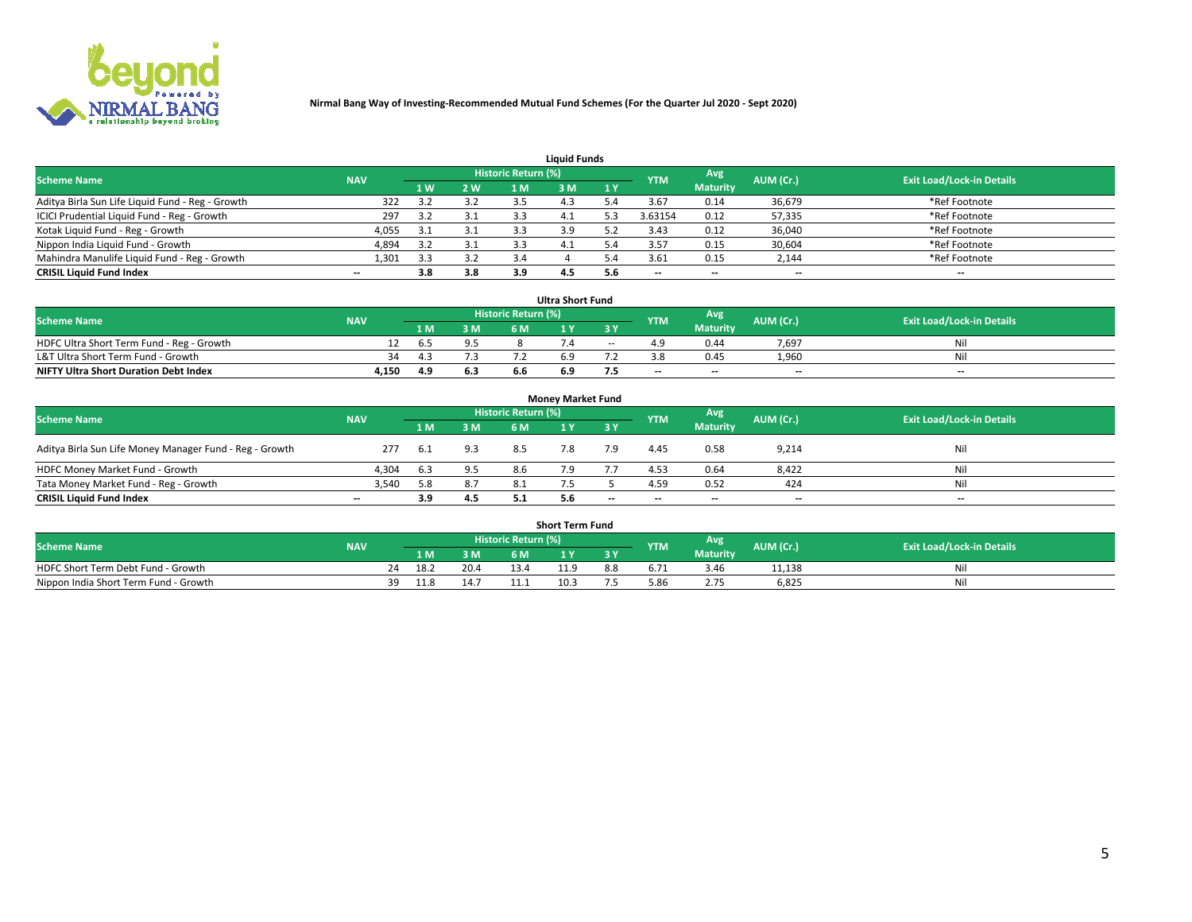**Nirmal Bang Way of Investing-Recommended Mutual Fund Schemes (For the Quarter Jul 2020 - Sept 2020)**

## Liquid Funds

| Scheme Name | NAV | Historic Return (%) | | | | | YTM | Avg Maturity | AUM (Cr.) | Exit Load/Lock-in Details |
|---|---|---|---|---|---|---|---|---|---|---|
| | | 1 W | 2 W | 1 M | 3 M | 1 Y | | | | |
| Aditya Birla Sun Life Liquid Fund - Reg - Growth | 322 | 3.2 | 3.2 | 3.5 | 4.3 | 5.4 | 3.67 | 0.14 | 36,679 | *Ref Footnote |
| ICICI Prudential Liquid Fund - Reg - Growth | 297 | 3.2 | 3.1 | 3.3 | 4.1 | 5.3 | 3.63154 | 0.12 | 57,335 | *Ref Footnote |
| Kotak Liquid Fund - Reg - Growth | 4,055 | 3.1 | 3.1 | 3.3 | 3.9 | 5.2 | 3.43 | 0.12 | 36,040 | *Ref Footnote |
| Nippon India Liquid Fund - Growth | 4,894 | 3.2 | 3.1 | 3.3 | 4.1 | 5.4 | 3.57 | 0.15 | 30,604 | *Ref Footnote |
| Mahindra Manulife Liquid Fund - Reg - Growth | 1,301 | 3.3 | 3.2 | 3.4 | 4 | 5.4 | 3.61 | 0.15 | 2,144 | *Ref Footnote |
| **CRISIL Liquid Fund Index** | -- | **3.8** | **3.8** | **3.9** | **4.5** | **5.6** | -- | -- | -- | -- |

## Ultra Short Fund

| Scheme Name | NAV | Historic Return (%) | | | | | YTM | Avg Maturity | AUM (Cr.) | Exit Load/Lock-in Details |
|---|---|---|---|---|---|---|---|---|---|---|
| | | 1 M | 3 M | 6 M | 1 Y | 3 Y | | | | |
| HDFC Ultra Short Term Fund - Reg - Growth | 12 | 6.5 | 9.5 | 8 | 7.4 | -- | 4.9 | 0.44 | 7,697 | Nil |
| L&T Ultra Short Term Fund - Growth | 34 | 4.3 | 7.3 | 7.2 | 6.9 | 7.2 | 3.8 | 0.45 | 1,960 | Nil |
| **NIFTY Ultra Short Duration Debt Index** | **4,150** | **4.9** | **6.3** | **6.6** | **6.9** | **7.5** | -- | -- | -- | -- |

## Money Market Fund

| Scheme Name | NAV | Historic Return (%) | | | | | YTM | Avg Maturity | AUM (Cr.) | Exit Load/Lock-in Details |
|---|---|---|---|---|---|---|---|---|---|---|
| | | 1 M | 3 M | 6 M | 1 Y | 3 Y | | | | |
| Aditya Birla Sun Life Money Manager Fund - Reg - Growth | 277 | 6.1 | 9.3 | 8.5 | 7.8 | 7.9 | 4.45 | 0.58 | 9,214 | Nil |
| HDFC Money Market Fund - Growth | 4,304 | 6.3 | 9.5 | 8.6 | 7.9 | 7.7 | 4.53 | 0.64 | 8,422 | Nil |
| Tata Money Market Fund - Reg - Growth | 3,540 | 5.8 | 8.7 | 8.1 | 7.5 | 5 | 4.59 | 0.52 | 424 | Nil |
| **CRISIL Liquid Fund Index** | -- | **3.9** | **4.5** | **5.1** | **5.6** | -- | -- | -- | -- | -- |

## Short Term Fund

| Scheme Name | NAV | Historic Return (%) | | | | | YTM | Avg Maturity | AUM (Cr.) | Exit Load/Lock-in Details |
|---|---|---|---|---|---|---|---|---|---|---|
| | | 1 M | 3 M | 6 M | 1 Y | 3 Y | | | | |
| HDFC Short Term Debt Fund - Growth | 24 | 18.2 | 20.4 | 13.4 | 11.9 | 8.8 | 6.71 | 3.46 | 11,138 | Nil |
| Nippon India Short Term Fund - Growth | 39 | 11.8 | 14.7 | 11.1 | 10.3 | 7.5 | 5.86 | 2.75 | 6,825 | Nil |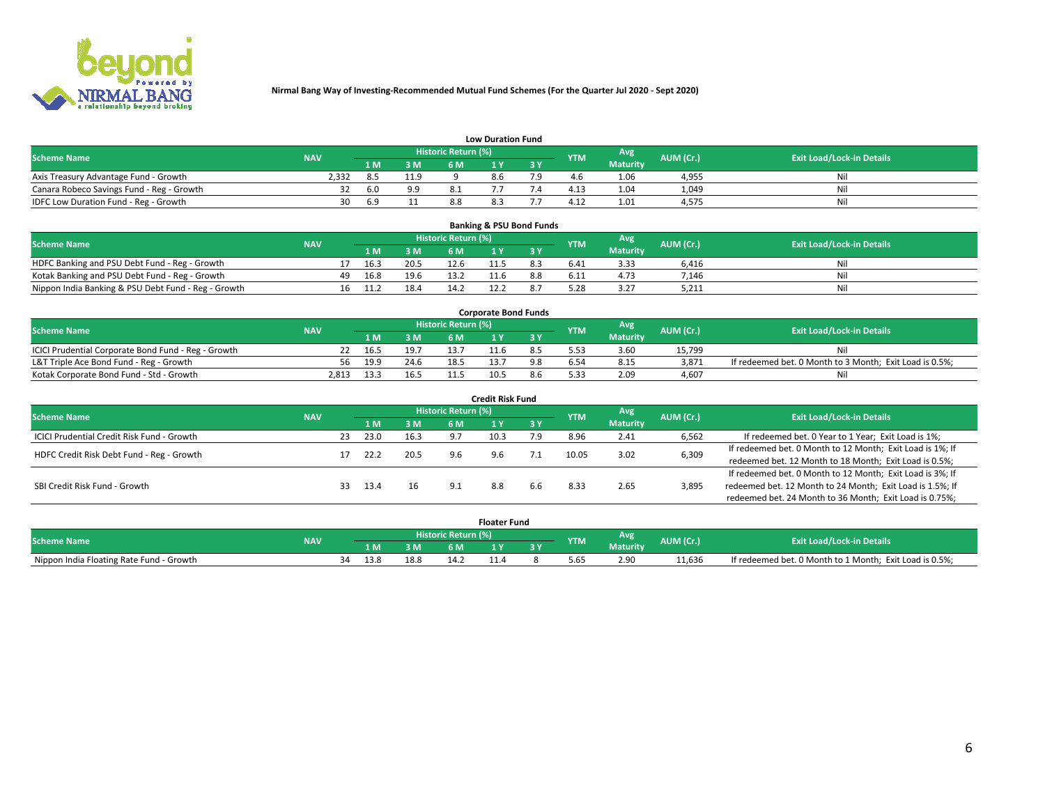**Nirmal Bang Way of Investing-Recommended Mutual Fund Schemes (For the Quarter Jul 2020 - Sept 2020)**

### Low Duration Fund

| Scheme Name | NAV | Historic Return (%) | | | | | YTM | Avg Maturity | AUM (Cr.) | Exit Load/Lock-in Details |
|---|---|---|---|---|---|---|---|---|---|---|
| | | 1 M | 3 M | 6 M | 1 Y | 3 Y | | | | |
| Axis Treasury Advantage Fund - Growth | 2,332 | 8.5 | 11.9 | 9 | 8.6 | 7.9 | 4.6 | 1.06 | 4,955 | Nil |
| Canara Robeco Savings Fund - Reg - Growth | 32 | 6.0 | 9.9 | 8.1 | 7.7 | 7.4 | 4.13 | 1.04 | 1,049 | Nil |
| IDFC Low Duration Fund - Reg - Growth | 30 | 6.9 | 11 | 8.8 | 8.3 | 7.7 | 4.12 | 1.01 | 4,575 | Nil |

### Banking & PSU Bond Funds

| Scheme Name | NAV | Historic Return (%) | | | | | YTM | Avg Maturity | AUM (Cr.) | Exit Load/Lock-in Details |
|---|---|---|---|---|---|---|---|---|---|---|
| | | 1 M | 3 M | 6 M | 1 Y | 3 Y | | | | |
| HDFC Banking and PSU Debt Fund - Reg - Growth | 17 | 16.3 | 20.5 | 12.6 | 11.5 | 8.3 | 6.41 | 3.33 | 6,416 | Nil |
| Kotak Banking and PSU Debt Fund - Reg - Growth | 49 | 16.8 | 19.6 | 13.2 | 11.6 | 8.8 | 6.11 | 4.73 | 7,146 | Nil |
| Nippon India Banking & PSU Debt Fund - Reg - Growth | 16 | 11.2 | 18.4 | 14.2 | 12.2 | 8.7 | 5.28 | 3.27 | 5,211 | Nil |

### Corporate Bond Funds

| Scheme Name | NAV | Historic Return (%) | | | | | YTM | Avg Maturity | AUM (Cr.) | Exit Load/Lock-in Details |
|---|---|---|---|---|---|---|---|---|---|---|
| | | 1 M | 3 M | 6 M | 1 Y | 3 Y | | | | |
| ICICI Prudential Corporate Bond Fund - Reg - Growth | 22 | 16.5 | 19.7 | 13.7 | 11.6 | 8.5 | 5.53 | 3.60 | 15,799 | Nil |
| L&T Triple Ace Bond Fund - Reg - Growth | 56 | 19.9 | 24.6 | 18.5 | 13.7 | 9.8 | 6.54 | 8.15 | 3,871 | If redeemed bet. 0 Month to 3 Month; Exit Load is 0.5%; |
| Kotak Corporate Bond Fund - Std - Growth | 2,813 | 13.3 | 16.5 | 11.5 | 10.5 | 8.6 | 5.33 | 2.09 | 4,607 | Nil |

### Credit Risk Fund

| Scheme Name | NAV | Historic Return (%) | | | | | YTM | Avg Maturity | AUM (Cr.) | Exit Load/Lock-in Details |
|---|---|---|---|---|---|---|---|---|---|---|
| | | 1 M | 3 M | 6 M | 1 Y | 3 Y | | | | |
| ICICI Prudential Credit Risk Fund - Growth | 23 | 23.0 | 16.3 | 9.7 | 10.3 | 7.9 | 8.96 | 2.41 | 6,562 | If redeemed bet. 0 Year to 1 Year; Exit Load is 1%; |
| HDFC Credit Risk Debt Fund - Reg - Growth | 17 | 22.2 | 20.5 | 9.6 | 9.6 | 7.1 | 10.05 | 3.02 | 6,309 | If redeemed bet. 0 Month to 12 Month; Exit Load is 1%; If redeemed bet. 12 Month to 18 Month; Exit Load is 0.5%; |
| SBI Credit Risk Fund - Growth | 33 | 13.4 | 16 | 9.1 | 8.8 | 6.6 | 8.33 | 2.65 | 3,895 | If redeemed bet. 0 Month to 12 Month; Exit Load is 3%; If redeemed bet. 12 Month to 24 Month; Exit Load is 1.5%; If redeemed bet. 24 Month to 36 Month; Exit Load is 0.75%; |

### Floater Fund

| Scheme Name | NAV | Historic Return (%) | | | | | YTM | Avg Maturity | AUM (Cr.) | Exit Load/Lock-in Details |
|---|---|---|---|---|---|---|---|---|---|---|
| | | 1 M | 3 M | 6 M | 1 Y | 3 Y | | | | |
| Nippon India Floating Rate Fund - Growth | 34 | 13.8 | 18.8 | 14.2 | 11.4 | 8 | 5.65 | 2.90 | 11,636 | If redeemed bet. 0 Month to 1 Month; Exit Load is 0.5%; |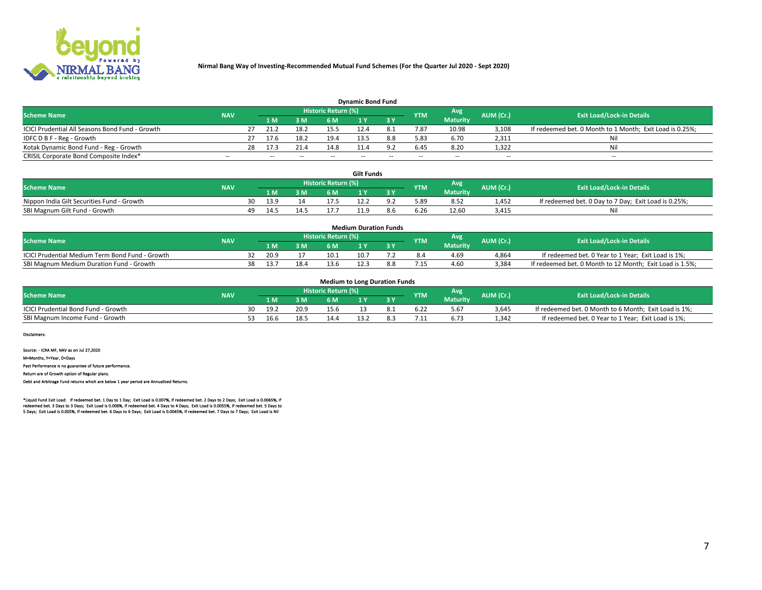**Nirmal Bang Way of Investing-Recommended Mutual Fund Schemes (For the Quarter Jul 2020 - Sept 2020)**

### Dynamic Bond Fund

| Scheme Name | NAV | Historic Return (%) | | | | | YTM | Avg Maturity | AUM (Cr.) | Exit Load/Lock-in Details |
|---|---|---|---|---|---|---|---|---|---|---|
| | | 1 M | 3 M | 6 M | 1 Y | 3 Y | | | | |
| ICICI Prudential All Seasons Bond Fund - Growth | 27 | 21.2 | 18.2 | 15.5 | 12.4 | 8.1 | 7.87 | 10.98 | 3,108 | If redeemed bet. 0 Month to 1 Month; Exit Load is 0.25%; |
| IDFC D B F - Reg - Growth | 27 | 17.6 | 18.2 | 19.4 | 13.5 | 8.8 | 5.83 | 6.70 | 2,311 | Nil |
| Kotak Dynamic Bond Fund - Reg - Growth | 28 | 17.3 | 21.4 | 14.8 | 11.4 | 9.2 | 6.45 | 8.20 | 1,322 | Nil |
| CRISIL Corporate Bond Composite Index* | -- | -- | -- | -- | -- | -- | -- | -- | -- | -- |

### Gilt Funds

| Scheme Name | NAV | Historic Return (%) | | | | | YTM | Avg Maturity | AUM (Cr.) | Exit Load/Lock-in Details |
|---|---|---|---|---|---|---|---|---|---|---|
| | | 1 M | 3 M | 6 M | 1 Y | 3 Y | | | | |
| Nippon India Gilt Securities Fund - Growth | 30 | 13.9 | 14 | 17.5 | 12.2 | 9.2 | 5.89 | 8.52 | 1,452 | If redeemed bet. 0 Day to 7 Day; Exit Load is 0.25%; |
| SBI Magnum Gilt Fund - Growth | 49 | 14.5 | 14.5 | 17.7 | 11.9 | 8.6 | 6.26 | 12.60 | 3,415 | Nil |

### Medium Duration Funds

| Scheme Name | NAV | Historic Return (%) | | | | | YTM | Avg Maturity | AUM (Cr.) | Exit Load/Lock-in Details |
|---|---|---|---|---|---|---|---|---|---|---|
| | | 1 M | 3 M | 6 M | 1 Y | 3 Y | | | | |
| ICICI Prudential Medium Term Bond Fund - Growth | 32 | 20.9 | 17 | 10.1 | 10.7 | 7.2 | 8.4 | 4.69 | 4,864 | If redeemed bet. 0 Year to 1 Year; Exit Load is 1%; |
| SBI Magnum Medium Duration Fund - Growth | 38 | 13.7 | 18.4 | 13.6 | 12.3 | 8.8 | 7.15 | 4.60 | 3,384 | If redeemed bet. 0 Month to 12 Month; Exit Load is 1.5%; |

### Medium to Long Duration Funds

| Scheme Name | NAV | Historic Return (%) | | | | | YTM | Avg Maturity | AUM (Cr.) | Exit Load/Lock-in Details |
|---|---|---|---|---|---|---|---|---|---|---|
| | | 1 M | 3 M | 6 M | 1 Y | 3 Y | | | | |
| ICICI Prudential Bond Fund - Growth | 30 | 19.2 | 20.9 | 15.6 | 13 | 8.1 | 6.22 | 5.67 | 3,645 | If redeemed bet. 0 Month to 6 Month; Exit Load is 1%; |
| SBI Magnum Income Fund - Growth | 53 | 16.6 | 18.5 | 14.4 | 13.2 | 8.3 | 7.11 | 6.73 | 1,342 | If redeemed bet. 0 Year to 1 Year; Exit Load is 1%; |

Disclaimers:

Source: - ICRA MF, NAV as on Jul 27,2020

M=Months, Y=Year, D=Days

Past Performance is no guarantee of future performance.

Return are of Growth option of Regular plans.

Debt and Arbitrage Fund returns which are below 1 year period are Annualized Returns.

*Liquid Fund Exit Load: If redeemed bet. 1 Day to 1 Day; Exit Load is 0.007%, If redeemed bet. 2 Days to 2 Days; Exit Load is 0.0065%, If redeemed bet. 3 Days to 3 Days; Exit Load is 0.006%, If redeemed bet. 4 Days to 4 Days; Exit Load is 0.0055%, If redeemed bet. 5 Days to 5 Days; Exit Load is 0.005%, If redeemed bet. 6 Days to 6 Days; Exit Load is 0.0045%, If redeemed bet. 7 Days to 7 Days; Exit Load is Nil